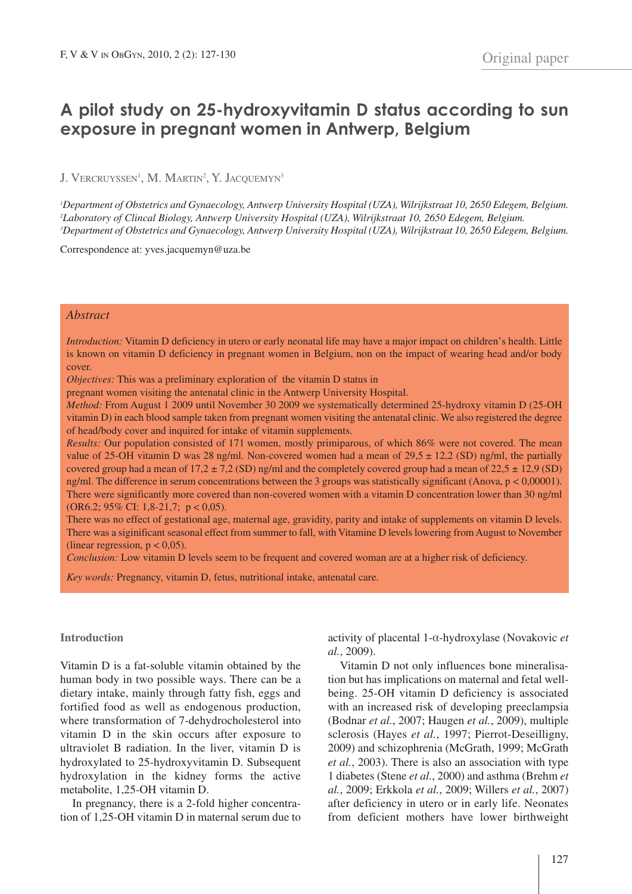Original paper

# A pilot study on 25-hydroxyvitamin D status according to sun exposure in pregnant women in Antwerp, Belgium

J. Vercruyssen[1], M. Martin[2], Y. Jacquemyn[3]

[1]*Department of Obstetrics and Gynaecology, Antwerp University Hospital (UZA), Wilrijkstraat 10, 2650 Edegem, Belgium.*
[2]*Laboratory of Clincal Biology, Antwerp University Hospital (UZA), Wilrijkstraat 10, 2650 Edegem, Belgium.*
[3]*Department of Obstetrics and Gynaecology, Antwerp University Hospital (UZA), Wilrijkstraat 10, 2650 Edegem, Belgium.*

Correspondence at: yves.jacquemyn@uza.be

## Abstract

*Introduction:* Vitamin D deficiency in utero or early neonatal life may have a major impact on children's health. Little is known on vitamin D deficiency in pregnant women in Belgium, non on the impact of wearing head and/or body cover.

*Objectives:* This was a preliminary exploration of the vitamin D status in pregnant women visiting the antenatal clinic in the Antwerp University Hospital.

*Method:* From August 1 2009 until November 30 2009 we systematically determined 25-hydroxy vitamin D (25-OH vitamin D) in each blood sample taken from pregnant women visiting the antenatal clinic. We also registered the degree of head/body cover and inquired for intake of vitamin supplements.

*Results:* Our population consisted of 171 women, mostly primiparous, of which 86% were not covered. The mean value of 25-OH vitamin D was 28 ng/ml. Non-covered women had a mean of 29,5 ± 12,2 (SD) ng/ml, the partially covered group had a mean of 17,2 ± 7,2 (SD) ng/ml and the completely covered group had a mean of 22,5 ± 12,9 (SD) ng/ml. The difference in serum concentrations between the 3 groups was statistically significant (Anova, $p < 0{,}00001$). There were significantly more covered than non-covered women with a vitamin D concentration lower than 30 ng/ml (OR6.2; 95% CI: 1,8-21,7; $p < 0{,}05$).

There was no effect of gestational age, maternal age, gravidity, parity and intake of supplements on vitamin D levels. There was a siginificant seasonal effect from summer to fall, with Vitamine D levels lowering from August to November (linear regression, $p < 0{,}05$).

*Conclusion:* Low vitamin D levels seem to be frequent and covered woman are at a higher risk of deficiency.

*Key words:* Pregnancy, vitamin D, fetus, nutritional intake, antenatal care.

## Introduction

Vitamin D is a fat-soluble vitamin obtained by the human body in two possible ways. There can be a dietary intake, mainly through fatty fish, eggs and fortified food as well as endogenous production, where transformation of 7-dehydrocholesterol into vitamin D in the skin occurs after exposure to ultraviolet B radiation. In the liver, vitamin D is hydroxylated to 25-hydroxyvitamin D. Subsequent hydroxylation in the kidney forms the active metabolite, 1,25-OH vitamin D.

In pregnancy, there is a 2-fold higher concentration of 1,25-OH vitamin D in maternal serum due to activity of placental 1-α-hydroxylase (Novakovic *et al.*, 2009).

Vitamin D not only influences bone mineralisation but has implications on maternal and fetal wellbeing. 25-OH vitamin D deficiency is associated with an increased risk of developing preeclampsia (Bodnar *et al.*, 2007; Haugen *et al.*, 2009), multiple sclerosis (Hayes *et al.*, 1997; Pierrot-Deseilligny, 2009) and schizophrenia (McGrath, 1999; McGrath *et al.*, 2003). There is also an association with type 1 diabetes (Stene *et al.*, 2000) and asthma (Brehm *et al.*, 2009; Erkkola *et al.*, 2009; Willers *et al.*, 2007) after deficiency in utero or in early life. Neonates from deficient mothers have lower birthweight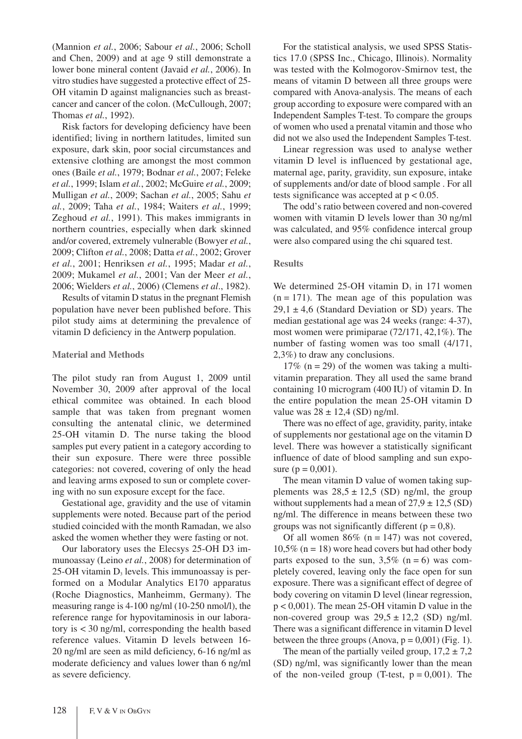(Mannion *et al.*, 2006; Sabour *et al.*, 2006; Scholl and Chen, 2009) and at age 9 still demonstrate a lower bone mineral content (Javaid *et al.*, 2006). In vitro studies have suggested a protective effect of 25-OH vitamin D against malignancies such as breast-cancer and cancer of the colon. (McCullough, 2007; Thomas *et al.*, 1992).

Risk factors for developing deficiency have been identified; living in northern latitudes, limited sun exposure, dark skin, poor social circumstances and extensive clothing are amongst the most common ones (Baile *et al.*, 1979; Bodnar *et al.*, 2007; Feleke *et al.*, 1999; Islam *et al.*, 2002; McGuire *et al.*, 2009; Mulligan *et al.*, 2009; Sachan *et al.*, 2005; Sahu *et al.*, 2009; Taha *et al.*, 1984; Waiters *et al.*, 1999; Zeghoud *et al.*, 1991). This makes immigrants in northern countries, especially when dark skinned and/or covered, extremely vulnerable (Bowyer *et al.*, 2009; Clifton *et al.*, 2008; Datta *et al.*, 2002; Grover *et al.*, 2001; Henriksen *et al.*, 1995; Madar *et al.*, 2009; Mukamel *et al.*, 2001; Van der Meer *et al.*, 2006; Wielders *et al.*, 2006) (Clemens *et al*., 1982).

Results of vitamin D status in the pregnant Flemish population have never been published before. This pilot study aims at determining the prevalence of vitamin D deficiency in the Antwerp population.

## Material and Methods

The pilot study ran from August 1, 2009 until November 30, 2009 after approval of the local ethical commitee was obtained. In each blood sample that was taken from pregnant women consulting the antenatal clinic, we determined 25-OH vitamin D. The nurse taking the blood samples put every patient in a category according to their sun exposure. There were three possible categories: not covered, covering of only the head and leaving arms exposed to sun or complete covering with no sun exposure except for the face.

Gestational age, gravidity and the use of vitamin supplements were noted. Because part of the period studied coincided with the month Ramadan, we also asked the women whether they were fasting or not.

Our laboratory uses the Elecsys 25-OH D3 immunoassay (Leino *et al.*, 2008) for determination of 25-OH vitamin $D_3$ levels. This immunoassay is performed on a Modular Analytics E170 apparatus (Roche Diagnostics, Manheimm, Germany). The measuring range is 4-100 ng/ml (10-250 nmol/l), the reference range for hypovitaminosis in our laboratory is < 30 ng/ml, corresponding the health based reference values. Vitamin D levels between 16-20 ng/ml are seen as mild deficiency, 6-16 ng/ml as moderate deficiency and values lower than 6 ng/ml as severe deficiency.

For the statistical analysis, we used SPSS Statistics 17.0 (SPSS Inc., Chicago, Illinois). Normality was tested with the Kolmogorov-Smirnov test, the means of vitamin D between all three groups were compared with Anova-analysis. The means of each group according to exposure were compared with an Independent Samples T-test. To compare the groups of women who used a prenatal vitamin and those who did not we also used the Independent Samples T-test.

Linear regression was used to analyse wether vitamin D level is influenced by gestational age, maternal age, parity, gravidity, sun exposure, intake of supplements and/or date of blood sample . For all tests significance was accepted at $p < 0.05$.

The odd's ratio between covered and non-covered women with vitamin D levels lower than 30 ng/ml was calculated, and 95% confidence intercal group were also compared using the chi squared test.

## Results

We determined 25-OH vitamin $D_3$ in 171 women ($n = 171$). The mean age of this population was $29{,}1 \pm 4{,}6$ (Standard Deviation or SD) years. The median gestational age was 24 weeks (range: 4-37), most women were primiparae (72/171, 42,1%). The number of fasting women was too small (4/171, 2,3%) to draw any conclusions.

17% ($n = 29$) of the women was taking a multivitamin preparation. They all used the same brand containing 10 microgram (400 IU) of vitamin D. In the entire population the mean 25-OH vitamin D value was $28 \pm 12{,}4$ (SD) ng/ml.

There was no effect of age, gravidity, parity, intake of supplements nor gestational age on the vitamin D level. There was however a statistically significant influence of date of blood sampling and sun exposure ($p = 0{,}001$).

The mean vitamin D value of women taking supplements was $28{,}5 \pm 12{,}5$ (SD) ng/ml, the group without supplements had a mean of $27{,}9 \pm 12{,}5$ (SD) ng/ml. The difference in means between these two groups was not significantly different ($p = 0{,}8$).

Of all women 86% ($n = 147$) was not covered, 10,5% ($n = 18$) wore head covers but had other body parts exposed to the sun, 3,5% ($n = 6$) was completely covered, leaving only the face open for sun exposure. There was a significant effect of degree of body covering on vitamin D level (linear regression, $p < 0{,}001$). The mean 25-OH vitamin D value in the non-covered group was $29{,}5 \pm 12{,}2$ (SD) ng/ml. There was a significant difference in vitamin D level between the three groups (Anova, $p = 0{,}001$) (Fig. 1).

The mean of the partially veiled group, $17{,}2 \pm 7{,}2$ (SD) ng/ml, was significantly lower than the mean of the non-veiled group (T-test, $p = 0{,}001$). The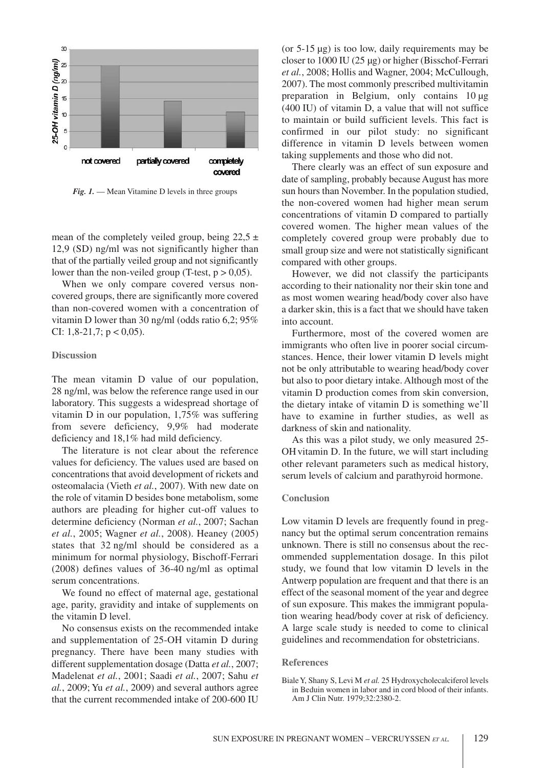Fig. 1. — Mean Vitamine D levels in three groups

mean of the completely veiled group, being 22,5 ± 12,9 (SD) ng/ml was not significantly higher than that of the partially veiled group and not significantly lower than the non-veiled group (T-test, $p > 0{,}05$).

When we only compare covered versus non-covered groups, there are significantly more covered than non-covered women with a concentration of vitamin D lower than 30 ng/ml (odds ratio 6,2; 95% CI: 1,8-21,7; $p < 0{,}05$).

## Discussion

The mean vitamin D value of our population, 28 ng/ml, was below the reference range used in our laboratory. This suggests a widespread shortage of vitamin D in our population, 1,75% was suffering from severe deficiency, 9,9% had moderate deficiency and 18,1% had mild deficiency.

The literature is not clear about the reference values for deficiency. The values used are based on concentrations that avoid development of rickets and osteomalacia (Vieth *et al.*, 2007). With new date on the role of vitamin D besides bone metabolism, some authors are pleading for higher cut-off values to determine deficiency (Norman *et al.*, 2007; Sachan *et al.*, 2005; Wagner *et al.*, 2008). Heaney (2005) states that 32 ng/ml should be considered as a minimum for normal physiology, Bischoff-Ferrari (2008) defines values of 36-40 ng/ml as optimal serum concentrations.

We found no effect of maternal age, gestational age, parity, gravidity and intake of supplements on the vitamin D level.

No consensus exists on the recommended intake and supplementation of 25-OH vitamin D during pregnancy. There have been many studies with different supplementation dosage (Datta *et al.*, 2007; Madelenat *et al.*, 2001; Saadi *et al.*, 2007; Sahu *et al.*, 2009; Yu *et al.*, 2009) and several authors agree that the current recommended intake of 200-600 IU (or 5-15 µg) is too low, daily requirements may be closer to 1000 IU (25 µg) or higher (Bisschof-Ferrari *et al.*, 2008; Hollis and Wagner, 2004; McCullough, 2007). The most commonly prescribed multivitamin preparation in Belgium, only contains 10 µg (400 IU) of vitamin D, a value that will not suffice to maintain or build sufficient levels. This fact is confirmed in our pilot study: no significant difference in vitamin D levels between women taking supplements and those who did not.

There clearly was an effect of sun exposure and date of sampling, probably because August has more sun hours than November. In the population studied, the non-covered women had higher mean serum concentrations of vitamin D compared to partially covered women. The higher mean values of the completely covered group were probably due to small group size and were not statistically significant compared with other groups.

However, we did not classify the participants according to their nationality nor their skin tone and as most women wearing head/body cover also have a darker skin, this is a fact that we should have taken into account.

Furthermore, most of the covered women are immigrants who often live in poorer social circumstances. Hence, their lower vitamin D levels might not be only attributable to wearing head/body cover but also to poor dietary intake. Although most of the vitamin D production comes from skin conversion, the dietary intake of vitamin D is something we'll have to examine in further studies, as well as darkness of skin and nationality.

As this was a pilot study, we only measured 25-OH vitamin D. In the future, we will start including other relevant parameters such as medical history, serum levels of calcium and parathyroid hormone.

## Conclusion

Low vitamin D levels are frequently found in pregnancy but the optimal serum concentration remains unknown. There is still no consensus about the recommended supplementation dosage. In this pilot study, we found that low vitamin D levels in the Antwerp population are frequent and that there is an effect of the seasonal moment of the year and degree of sun exposure. This makes the immigrant population wearing head/body cover at risk of deficiency. A large scale study is needed to come to clinical guidelines and recommendation for obstetricians.

## References

Biale Y, Shany S, Levi M *et al.* 25 Hydroxycholecalciferol levels in Beduin women in labor and in cord blood of their infants. Am J Clin Nutr. 1979;32:2380-2.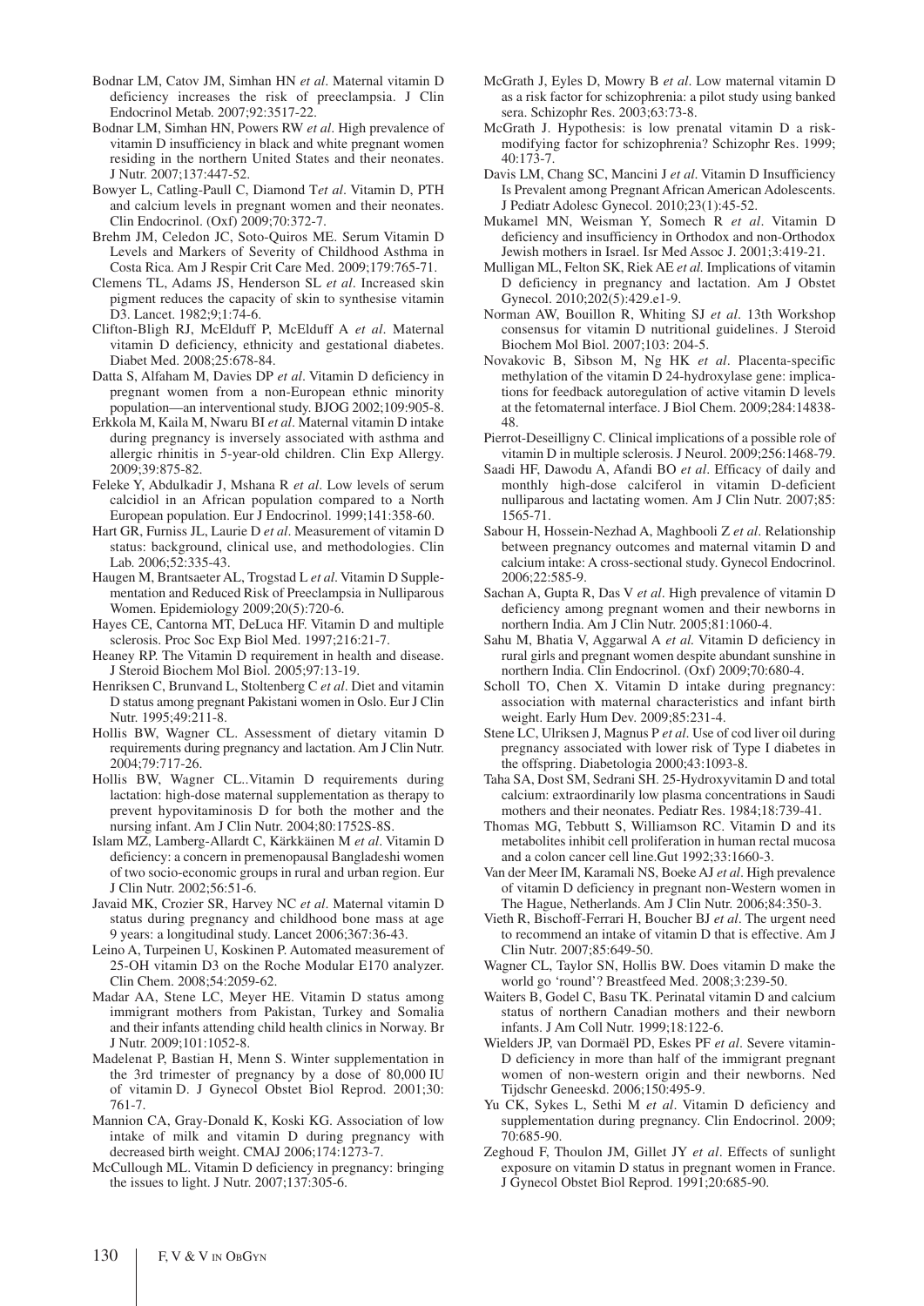Bodnar LM, Catov JM, Simhan HN *et al*. Maternal vitamin D deficiency increases the risk of preeclampsia. J Clin Endocrinol Metab. 2007;92:3517-22.

Bodnar LM, Simhan HN, Powers RW *et al*. High prevalence of vitamin D insufficiency in black and white pregnant women residing in the northern United States and their neonates. J Nutr. 2007;137:447-52.

Bowyer L, Catling-Paull C, Diamond T*et al*. Vitamin D, PTH and calcium levels in pregnant women and their neonates. Clin Endocrinol. (Oxf) 2009;70:372-7.

Brehm JM, Celedon JC, Soto-Quiros ME. Serum Vitamin D Levels and Markers of Severity of Childhood Asthma in Costa Rica. Am J Respir Crit Care Med. 2009;179:765-71.

Clemens TL, Adams JS, Henderson SL *et al*. Increased skin pigment reduces the capacity of skin to synthesise vitamin D3. Lancet. 1982;9;1:74-6.

Clifton-Bligh RJ, McElduff P, McElduff A *et al*. Maternal vitamin D deficiency, ethnicity and gestational diabetes. Diabet Med. 2008;25:678-84.

Datta S, Alfaham M, Davies DP *et al*. Vitamin D deficiency in pregnant women from a non-European ethnic minority population—an interventional study. BJOG 2002;109:905-8.

Erkkola M, Kaila M, Nwaru BI *et al*. Maternal vitamin D intake during pregnancy is inversely associated with asthma and allergic rhinitis in 5-year-old children. Clin Exp Allergy. 2009;39:875-82.

Feleke Y, Abdulkadir J, Mshana R *et al*. Low levels of serum calcidiol in an African population compared to a North European population. Eur J Endocrinol. 1999;141:358-60.

Hart GR, Furniss JL, Laurie D *et al*. Measurement of vitamin D status: background, clinical use, and methodologies. Clin Lab. 2006;52:335-43.

Haugen M, Brantsaeter AL, Trogstad L *et al*. Vitamin D Supplementation and Reduced Risk of Preeclampsia in Nulliparous Women. Epidemiology 2009;20(5):720-6.

Hayes CE, Cantorna MT, DeLuca HF. Vitamin D and multiple sclerosis. Proc Soc Exp Biol Med. 1997;216:21-7.

Heaney RP. The Vitamin D requirement in health and disease. J Steroid Biochem Mol Biol. 2005;97:13-19.

Henriksen C, Brunvand L, Stoltenberg C *et al*. Diet and vitamin D status among pregnant Pakistani women in Oslo. Eur J Clin Nutr. 1995;49:211-8.

Hollis BW, Wagner CL. Assessment of dietary vitamin D requirements during pregnancy and lactation. Am J Clin Nutr. 2004;79:717-26.

Hollis BW, Wagner CL..Vitamin D requirements during lactation: high-dose maternal supplementation as therapy to prevent hypovitaminosis D for both the mother and the nursing infant. Am J Clin Nutr. 2004;80:1752S-8S.

Islam MZ, Lamberg-Allardt C, Kärkkäinen M *et al*. Vitamin D deficiency: a concern in premenopausal Bangladeshi women of two socio-economic groups in rural and urban region. Eur J Clin Nutr. 2002;56:51-6.

Javaid MK, Crozier SR, Harvey NC *et al*. Maternal vitamin D status during pregnancy and childhood bone mass at age 9 years: a longitudinal study. Lancet 2006;367:36-43.

Leino A, Turpeinen U, Koskinen P. Automated measurement of 25-OH vitamin D3 on the Roche Modular E170 analyzer. Clin Chem. 2008;54:2059-62.

Madar AA, Stene LC, Meyer HE. Vitamin D status among immigrant mothers from Pakistan, Turkey and Somalia and their infants attending child health clinics in Norway. Br J Nutr. 2009;101:1052-8.

Madelenat P, Bastian H, Menn S. Winter supplementation in the 3rd trimester of pregnancy by a dose of 80,000 IU of vitamin D. J Gynecol Obstet Biol Reprod. 2001;30: 761-7.

Mannion CA, Gray-Donald K, Koski KG. Association of low intake of milk and vitamin D during pregnancy with decreased birth weight. CMAJ 2006;174:1273-7.

McCullough ML. Vitamin D deficiency in pregnancy: bringing the issues to light. J Nutr. 2007;137:305-6.

McGrath J, Eyles D, Mowry B *et al*. Low maternal vitamin D as a risk factor for schizophrenia: a pilot study using banked sera. Schizophr Res. 2003;63:73-8.

McGrath J. Hypothesis: is low prenatal vitamin D a risk-modifying factor for schizophrenia? Schizophr Res. 1999; 40:173-7.

Davis LM, Chang SC, Mancini J *et al*. Vitamin D Insufficiency Is Prevalent among Pregnant African American Adolescents. J Pediatr Adolesc Gynecol. 2010;23(1):45-52.

Mukamel MN, Weisman Y, Somech R *et al*. Vitamin D deficiency and insufficiency in Orthodox and non-Orthodox Jewish mothers in Israel. Isr Med Assoc J. 2001;3:419-21.

Mulligan ML, Felton SK, Riek AE *et al.* Implications of vitamin D deficiency in pregnancy and lactation. Am J Obstet Gynecol. 2010;202(5):429.e1-9.

Norman AW, Bouillon R, Whiting SJ *et al*. 13th Workshop consensus for vitamin D nutritional guidelines. J Steroid Biochem Mol Biol. 2007;103: 204-5.

Novakovic B, Sibson M, Ng HK *et al*. Placenta-specific methylation of the vitamin D 24-hydroxylase gene: implications for feedback autoregulation of active vitamin D levels at the fetomaternal interface. J Biol Chem. 2009;284:14838-48.

Pierrot-Deseilligny C. Clinical implications of a possible role of vitamin D in multiple sclerosis. J Neurol. 2009;256:1468-79.

Saadi HF, Dawodu A, Afandi BO *et al*. Efficacy of daily and monthly high-dose calciferol in vitamin D-deficient nulliparous and lactating women. Am J Clin Nutr. 2007;85: 1565-71.

Sabour H, Hossein-Nezhad A, Maghbooli Z *et al*. Relationship between pregnancy outcomes and maternal vitamin D and calcium intake: A cross-sectional study. Gynecol Endocrinol. 2006;22:585-9.

Sachan A, Gupta R, Das V *et al*. High prevalence of vitamin D deficiency among pregnant women and their newborns in northern India. Am J Clin Nutr. 2005;81:1060-4.

Sahu M, Bhatia V, Aggarwal A *et al.* Vitamin D deficiency in rural girls and pregnant women despite abundant sunshine in northern India. Clin Endocrinol. (Oxf) 2009;70:680-4.

Scholl TO, Chen X. Vitamin D intake during pregnancy: association with maternal characteristics and infant birth weight. Early Hum Dev. 2009;85:231-4.

Stene LC, Ulriksen J, Magnus P *et al.* Use of cod liver oil during pregnancy associated with lower risk of Type I diabetes in the offspring. Diabetologia 2000;43:1093-8.

Taha SA, Dost SM, Sedrani SH. 25-Hydroxyvitamin D and total calcium: extraordinarily low plasma concentrations in Saudi mothers and their neonates. Pediatr Res. 1984;18:739-41.

Thomas MG, Tebbutt S, Williamson RC. Vitamin D and its metabolites inhibit cell proliferation in human rectal mucosa and a colon cancer cell line.Gut 1992;33:1660-3.

Van der Meer IM, Karamali NS, Boeke AJ *et al*. High prevalence of vitamin D deficiency in pregnant non-Western women in The Hague, Netherlands. Am J Clin Nutr. 2006;84:350-3.

Vieth R, Bischoff-Ferrari H, Boucher BJ *et al*. The urgent need to recommend an intake of vitamin D that is effective. Am J Clin Nutr. 2007;85:649-50.

Wagner CL, Taylor SN, Hollis BW. Does vitamin D make the world go 'round'? Breastfeed Med. 2008;3:239-50.

Waiters B, Godel C, Basu TK. Perinatal vitamin D and calcium status of northern Canadian mothers and their newborn infants. J Am Coll Nutr. 1999;18:122-6.

Wielders JP, van Dormaël PD, Eskes PF *et al*. Severe vitamin-D deficiency in more than half of the immigrant pregnant women of non-western origin and their newborns. Ned Tijdschr Geneeskd. 2006;150:495-9.

Yu CK, Sykes L, Sethi M *et al*. Vitamin D deficiency and supplementation during pregnancy. Clin Endocrinol. 2009; 70:685-90.

Zeghoud F, Thoulon JM, Gillet JY *et al*. Effects of sunlight exposure on vitamin D status in pregnant women in France. J Gynecol Obstet Biol Reprod. 1991;20:685-90.